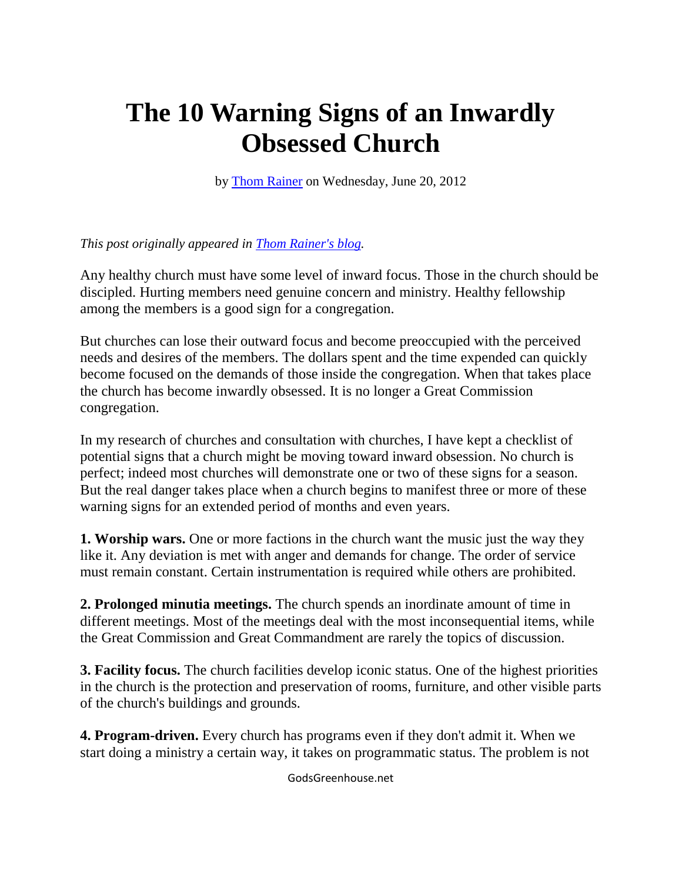# The 10 Warning Signs of an Inwardly Obsessed Church

by [Thom Rainer](#) on Wednesday, June 20, 2012

*This post originally appeared in [Thom Rainer's blog](#).*

Any healthy church must have some level of inward focus. Those in the church should be discipled. Hurting members need genuine concern and ministry. Healthy fellowship among the members is a good sign for a congregation.

But churches can lose their outward focus and become preoccupied with the perceived needs and desires of the members. The dollars spent and the time expended can quickly become focused on the demands of those inside the congregation. When that takes place the church has become inwardly obsessed. It is no longer a Great Commission congregation.

In my research of churches and consultation with churches, I have kept a checklist of potential signs that a church might be moving toward inward obsession. No church is perfect; indeed most churches will demonstrate one or two of these signs for a season. But the real danger takes place when a church begins to manifest three or more of these warning signs for an extended period of months and even years.

**1. Worship wars.** One or more factions in the church want the music just the way they like it. Any deviation is met with anger and demands for change. The order of service must remain constant. Certain instrumentation is required while others are prohibited.

**2. Prolonged minutia meetings.** The church spends an inordinate amount of time in different meetings. Most of the meetings deal with the most inconsequential items, while the Great Commission and Great Commandment are rarely the topics of discussion.

**3. Facility focus.** The church facilities develop iconic status. One of the highest priorities in the church is the protection and preservation of rooms, furniture, and other visible parts of the church's buildings and grounds.

**4. Program-driven.** Every church has programs even if they don't admit it. When we start doing a ministry a certain way, it takes on programmatic status. The problem is not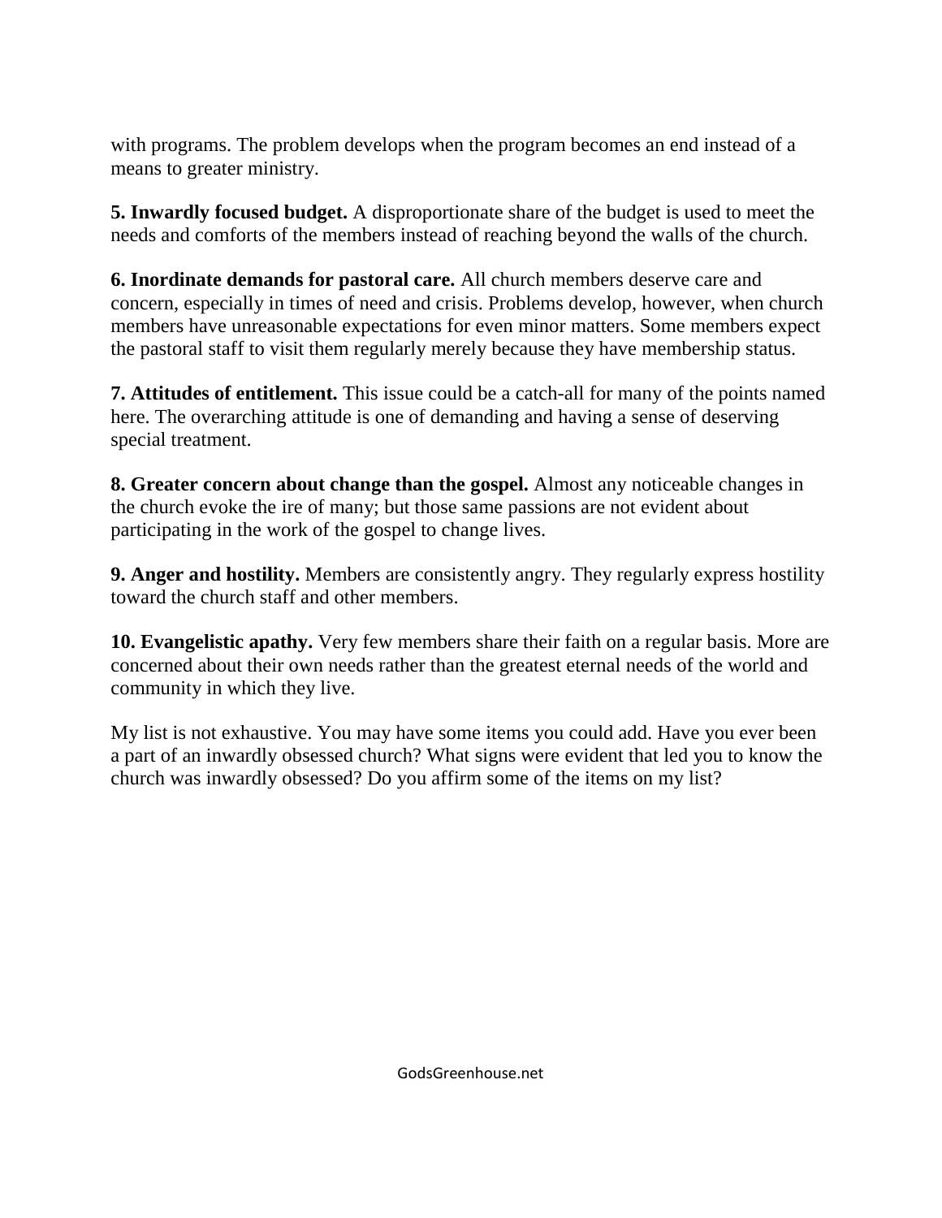with programs. The problem develops when the program becomes an end instead of a means to greater ministry.

**5. Inwardly focused budget.** A disproportionate share of the budget is used to meet the needs and comforts of the members instead of reaching beyond the walls of the church.

**6. Inordinate demands for pastoral care.** All church members deserve care and concern, especially in times of need and crisis. Problems develop, however, when church members have unreasonable expectations for even minor matters. Some members expect the pastoral staff to visit them regularly merely because they have membership status.

**7. Attitudes of entitlement.** This issue could be a catch-all for many of the points named here. The overarching attitude is one of demanding and having a sense of deserving special treatment.

**8. Greater concern about change than the gospel.** Almost any noticeable changes in the church evoke the ire of many; but those same passions are not evident about participating in the work of the gospel to change lives.

**9. Anger and hostility.** Members are consistently angry. They regularly express hostility toward the church staff and other members.

**10. Evangelistic apathy.** Very few members share their faith on a regular basis. More are concerned about their own needs rather than the greatest eternal needs of the world and community in which they live.

My list is not exhaustive. You may have some items you could add. Have you ever been a part of an inwardly obsessed church? What signs were evident that led you to know the church was inwardly obsessed? Do you affirm some of the items on my list?